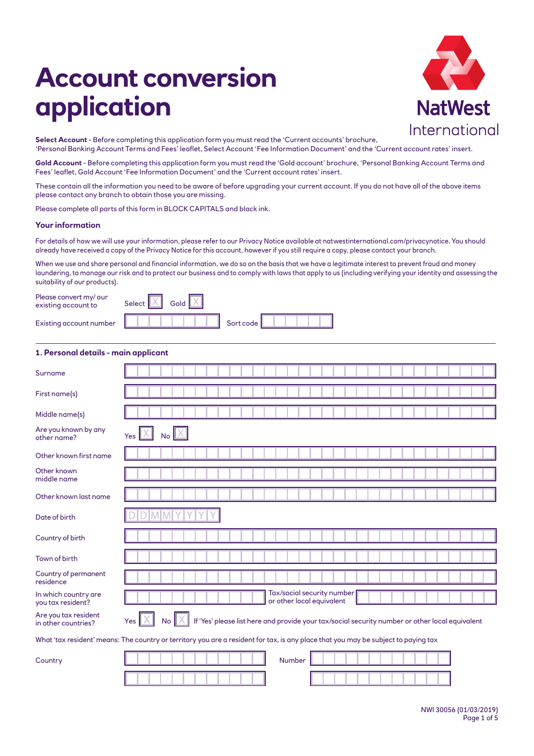# Account conversion application

NatWest International

**Select Account** - Before completing this application form you must read the 'Current accounts' brochure, 'Personal Banking Account Terms and Fees' leaflet, Select Account 'Fee Information Document' and the 'Current account rates' insert.

**Gold Account** - Before completing this application form you must read the 'Gold account' brochure, 'Personal Banking Account Terms and Fees' leaflet, Gold Account 'Fee Information Document' and the 'Current account rates' insert.

These contain all the information you need to be aware of before upgrading your current account. If you do not have all of the above items please contact any branch to obtain those you are missing.

Please complete all parts of this form in BLOCK CAPITALS and black ink.

### Your information

For details of how we will use your information, please refer to our Privacy Notice available at natwestinternational.com/privacynotice. You should already have received a copy of the Privacy Notice for this account, however if you still require a copy, please contact your branch.

When we use and share personal and financial information, we do so on the basis that we have a legitimate interest to prevent fraud and money laundering, to manage our risk and to protect our business and to comply with laws that apply to us (including verifying your identity and assessing the suitability of our products).

Please convert my/ our existing account to: Select ☐ Gold ☐

Existing account number: ____________ Sort code: ____________

### 1. Personal details - main applicant

Surname: ____________

First name(s): ____________

Middle name(s): ____________

Are you known by any other name? Yes ☐ No ☐

Other known first name: ____________

Other known middle name: ____________

Other known last name: ____________

Date of birth: D D M M Y Y Y Y

Country of birth: ____________

Town of birth: ____________

Country of permanent residence: ____________

In which country are you tax resident? ____________ Tax/social security number or other local equivalent: ____________

Are you tax resident in other countries? Yes ☐ No ☐ If 'Yes' please list here and provide your tax/social security number or other local equivalent

What 'tax resident' means: The country or territory you are a resident for tax, is any place that you may be subject to paying tax

| Country | Number |
|---|---|
| | |
| | |

NWI 30056 (01/03/2019)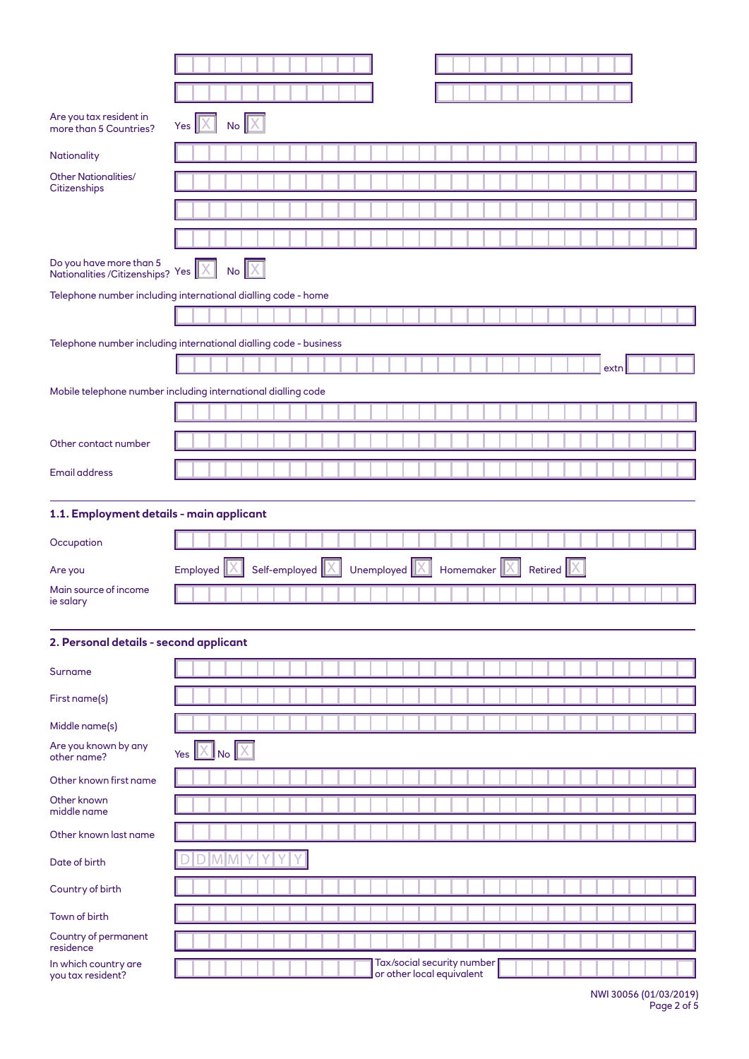Are you tax resident in more than 5 Countries? Yes [X] No [X]

Nationality

Other Nationalities/ Citizenships

Do you have more than 5 Nationalities /Citizenships? Yes [X] No [X]

Telephone number including international dialling code - home

Telephone number including international dialling code - business

extn

Mobile telephone number including international dialling code

Other contact number

Email address

## 1.1. Employment details - main applicant

Occupation

Are you Employed [X] Self-employed [X] Unemployed [X] Homemaker [X] Retired [X]

Main source of income ie salary

## 2. Personal details - second applicant

Surname

First name(s)

Middle name(s)

Are you known by any other name? Yes [X] No [X]

Other known first name

Other known middle name

Other known last name

Date of birth D D M M Y Y Y Y

Country of birth

Town of birth

Country of permanent residence

In which country are you tax resident?

Tax/social security number or other local equivalent

NWI 30056 (01/03/2019)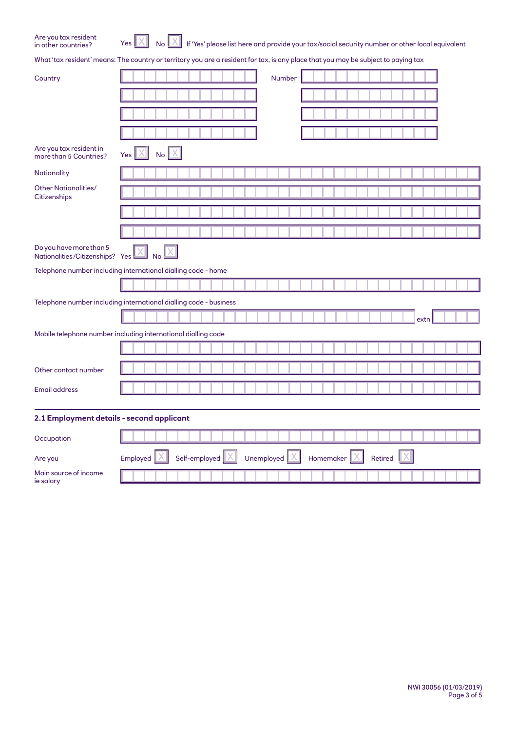Are you tax resident in other countries? Yes ☐ No ☐ If 'Yes' please list here and provide your tax/social security number or other local equivalent

What 'tax resident' means: The country or territory you are a resident for tax, is any place that you may be subject to paying tax

| Country | | Number | |
|---|---|---|---|
| | | | |
| | | | |
| | | | |
| | | | |

Are you tax resident in more than 5 Countries? Yes ☐ No ☐

Nationality

Other Nationalities/ Citizenships

Do you have more than 5 Nationalities/Citizenships? Yes ☐ No ☐

Telephone number including international dialling code - home

Telephone number including international dialling code - business

extn

Mobile telephone number including international dialling code

Other contact number

Email address

## 2.1 Employment details - second applicant

Occupation

Are you Employed ☐ Self-employed ☐ Unemployed ☐ Homemaker ☐ Retired ☐

Main source of income ie salary

NWI 30056 (01/03/2019)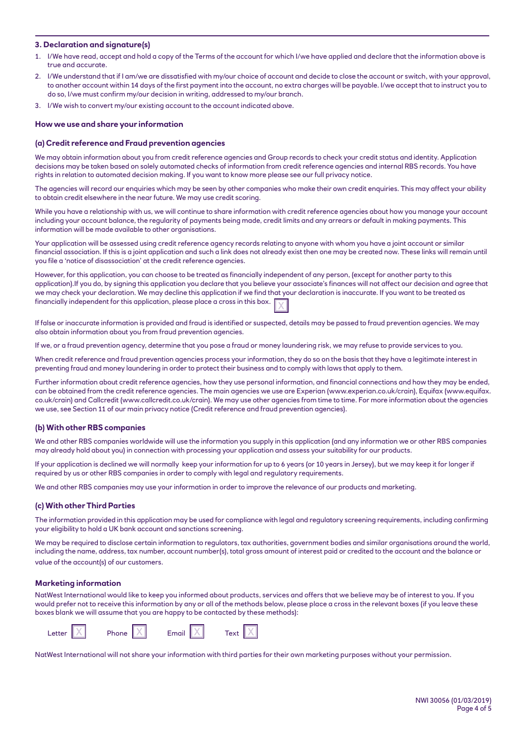### 3. Declaration and signature(s)

1. I/We have read, accept and hold a copy of the Terms of the account for which I/we have applied and declare that the information above is true and accurate.
2. I/We understand that if I am/we are dissatisfied with my/our choice of account and decide to close the account or switch, with your approval, to another account within 14 days of the first payment into the account, no extra charges will be payable. I/we accept that to instruct you to do so, I/we must confirm my/our decision in writing, addressed to my/our branch.
3. I/We wish to convert my/our existing account to the account indicated above.

### How we use and share your information

#### (a) Credit reference and Fraud prevention agencies

We may obtain information about you from credit reference agencies and Group records to check your credit status and identity. Application decisions may be taken based on solely automated checks of information from credit reference agencies and internal RBS records. You have rights in relation to automated decision making. If you want to know more please see our full privacy notice.

The agencies will record our enquiries which may be seen by other companies who make their own credit enquiries. This may affect your ability to obtain credit elsewhere in the near future. We may use credit scoring.

While you have a relationship with us, we will continue to share information with credit reference agencies about how you manage your account including your account balance, the regularity of payments being made, credit limits and any arrears or default in making payments. This information will be made available to other organisations.

Your application will be assessed using credit reference agency records relating to anyone with whom you have a joint account or similar financial association. If this is a joint application and such a link does not already exist then one may be created now. These links will remain until you file a 'notice of disassociation' at the credit reference agencies.

However, for this application, you can choose to be treated as financially independent of any person, (except for another party to this application).If you do, by signing this application you declare that you believe your associate's finances will not affect our decision and agree that we may check your declaration. We may decline this application if we find that your declaration is inaccurate. If you want to be treated as financially independent for this application, please place a cross in this box. [X]

If false or inaccurate information is provided and fraud is identified or suspected, details may be passed to fraud prevention agencies. We may also obtain information about you from fraud prevention agencies.

If we, or a fraud prevention agency, determine that you pose a fraud or money laundering risk, we may refuse to provide services to you.

When credit reference and fraud prevention agencies process your information, they do so on the basis that they have a legitimate interest in preventing fraud and money laundering in order to protect their business and to comply with laws that apply to them.

Further information about credit reference agencies, how they use personal information, and financial connections and how they may be ended, can be obtained from the credit reference agencies. The main agencies we use are Experian (www.experian.co.uk/crain), Equifax (www.equifax.co.uk/crain) and Callcredit (www.callcredit.co.uk/crain). We may use other agencies from time to time. For more information about the agencies we use, see Section 11 of our main privacy notice (Credit reference and fraud prevention agencies).

#### (b) With other RBS companies

We and other RBS companies worldwide will use the information you supply in this application (and any information we or other RBS companies may already hold about you) in connection with processing your application and assess your suitability for our products.

If your application is declined we will normally keep your information for up to 6 years (or 10 years in Jersey), but we may keep it for longer if required by us or other RBS companies in order to comply with legal and regulatory requirements.

We and other RBS companies may use your information in order to improve the relevance of our products and marketing.

#### (c) With other Third Parties

The information provided in this application may be used for compliance with legal and regulatory screening requirements, including confirming your eligibility to hold a UK bank account and sanctions screening.

We may be required to disclose certain information to regulators, tax authorities, government bodies and similar organisations around the world, including the name, address, tax number, account number(s), total gross amount of interest paid or credited to the account and the balance or value of the account(s) of our customers.

### Marketing information

NatWest International would like to keep you informed about products, services and offers that we believe may be of interest to you. If you would prefer not to receive this information by any or all of the methods below, please place a cross in the relevant boxes (if you leave these boxes blank we will assume that you are happy to be contacted by these methods):

Letter [X] Phone [X] Email [X] Text [X]

NatWest International will not share your information with third parties for their own marketing purposes without your permission.

NWI 30056 (01/03/2019)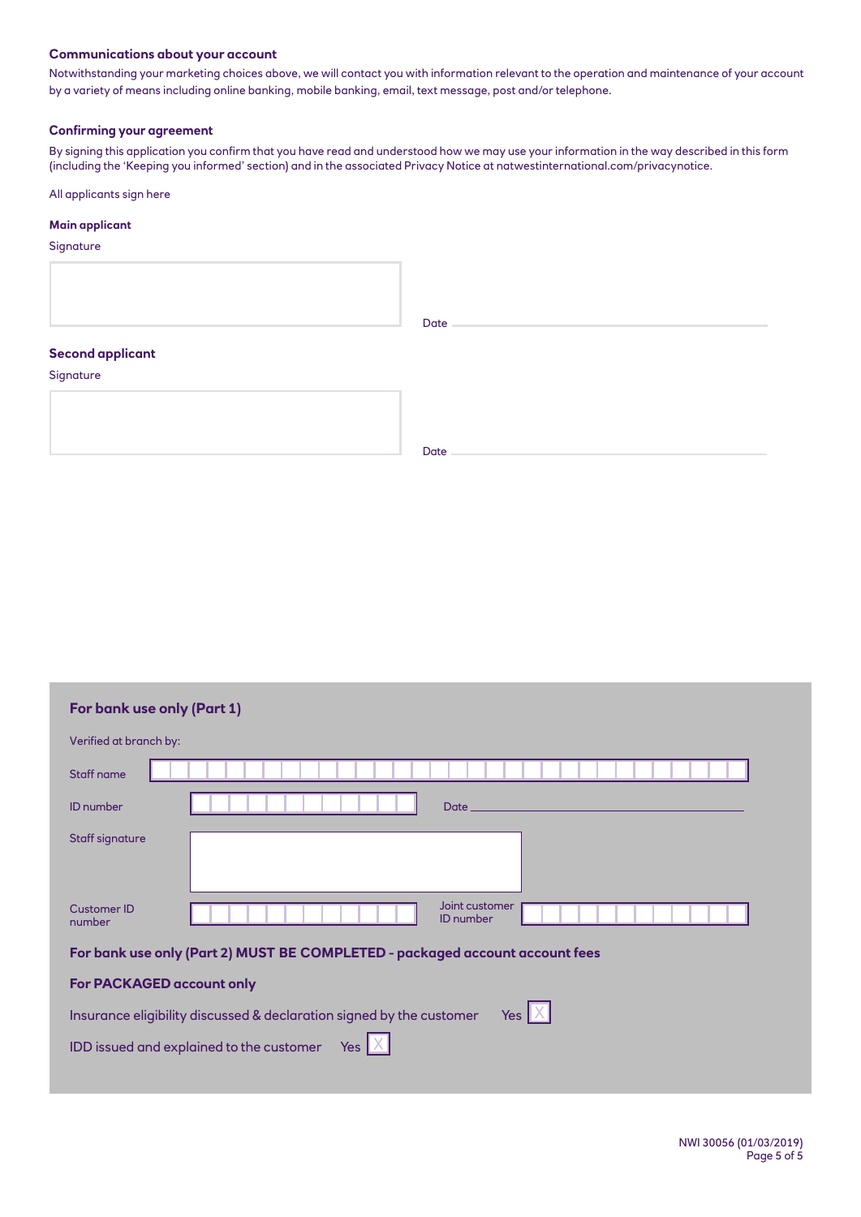### Communications about your account

Notwithstanding your marketing choices above, we will contact you with information relevant to the operation and maintenance of your account by a variety of means including online banking, mobile banking, email, text message, post and/or telephone.

### Confirming your agreement

By signing this application you confirm that you have read and understood how we may use your information in the way described in this form (including the 'Keeping you informed' section) and in the associated Privacy Notice at natwestinternational.com/privacynotice.

All applicants sign here

**Main applicant**

Signature

Date ______________________

**Second applicant**

Signature

Date ______________________

### For bank use only (Part 1)

Verified at branch by:

Staff name

ID number

Date ______________________

Staff signature

Customer ID number

Joint customer ID number

### For bank use only (Part 2) MUST BE COMPLETED - packaged account account fees

**For PACKAGED account only**

Insurance eligibility discussed & declaration signed by the customer Yes ☐

IDD issued and explained to the customer Yes ☐

NWI 30056 (01/03/2019)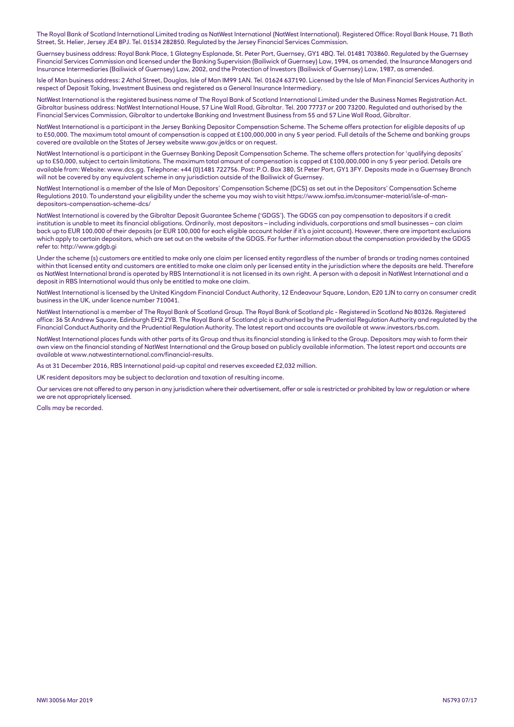The Royal Bank of Scotland International Limited trading as NatWest International (NatWest International). Registered Office: Royal Bank House, 71 Bath Street, St. Helier, Jersey JE4 8PJ. Tel. 01534 282850. Regulated by the Jersey Financial Services Commission.

Guernsey business address: Royal Bank Place, 1 Glategny Esplanade, St. Peter Port, Guernsey, GY1 4BQ. Tel. 01481 703860. Regulated by the Guernsey Financial Services Commission and licensed under the Banking Supervision (Bailiwick of Guernsey) Law, 1994, as amended, the Insurance Managers and Insurance Intermediaries (Bailiwick of Guernsey) Law, 2002, and the Protection of Investors (Bailiwick of Guernsey) Law, 1987, as amended.

Isle of Man business address: 2 Athol Street, Douglas, Isle of Man IM99 1AN. Tel. 01624 637190. Licensed by the Isle of Man Financial Services Authority in respect of Deposit Taking, Investment Business and registered as a General Insurance Intermediary.

NatWest International is the registered business name of The Royal Bank of Scotland International Limited under the Business Names Registration Act. Gibraltar business address: NatWest International House, 57 Line Wall Road, Gibraltar. Tel. 200 77737 or 200 73200. Regulated and authorised by the Financial Services Commission, Gibraltar to undertake Banking and Investment Business from 55 and 57 Line Wall Road, Gibraltar.

NatWest International is a participant in the Jersey Banking Depositor Compensation Scheme. The Scheme offers protection for eligible deposits of up to £50,000. The maximum total amount of compensation is capped at £100,000,000 in any 5 year period. Full details of the Scheme and banking groups covered are available on the States of Jersey website www.gov.je/dcs or on request.

NatWest International is a participant in the Guernsey Banking Deposit Compensation Scheme. The scheme offers protection for 'qualifying deposits' up to £50,000, subject to certain limitations. The maximum total amount of compensation is capped at £100,000,000 in any 5 year period. Details are available from: Website: www.dcs.gg. Telephone: +44 (0)1481 722756. Post: P.O. Box 380, St Peter Port, GY1 3FY. Deposits made in a Guernsey Branch will not be covered by any equivalent scheme in any jurisdiction outside of the Bailiwick of Guernsey.

NatWest International is a member of the Isle of Man Depositors' Compensation Scheme (DCS) as set out in the Depositors' Compensation Scheme Regulations 2010. To understand your eligibility under the scheme you may wish to visit https://www.iomfsa.im/consumer-material/isle-of-man-depositors-compensation-scheme-dcs/

NatWest International is covered by the Gibraltar Deposit Guarantee Scheme ('GDGS'). The GDGS can pay compensation to depositors if a credit institution is unable to meet its financial obligations. Ordinarily, most depositors – including individuals, corporations and small businesses – can claim back up to EUR 100,000 of their deposits (or EUR 100,000 for each eligible account holder if it's a joint account). However, there are important exclusions which apply to certain depositors, which are set out on the website of the GDGS. For further information about the compensation provided by the GDGS refer to: http://www.gdgb.gi

Under the scheme (s) customers are entitled to make only one claim per licensed entity regardless of the number of brands or trading names contained within that licensed entity and customers are entitled to make one claim only per licensed entity in the jurisdiction where the deposits are held. Therefore as NatWest International brand is operated by RBS International it is not licensed in its own right. A person with a deposit in NatWest International and a deposit in RBS International would thus only be entitled to make one claim.

NatWest International is licensed by the United Kingdom Financial Conduct Authority, 12 Endeavour Square, London, E20 1JN to carry on consumer credit business in the UK, under licence number 710041.

NatWest International is a member of The Royal Bank of Scotland Group. The Royal Bank of Scotland plc - Registered in Scotland No 80326. Registered office: 36 St Andrew Square, Edinburgh EH2 2YB. The Royal Bank of Scotland plc is authorised by the Prudential Regulation Authority and regulated by the Financial Conduct Authority and the Prudential Regulation Authority. The latest report and accounts are available at www.investors.rbs.com.

NatWest International places funds with other parts of its Group and thus its financial standing is linked to the Group. Depositors may wish to form their own view on the financial standing of NatWest International and the Group based on publicly available information. The latest report and accounts are available at www.natwestinternational.com/financial-results.

As at 31 December 2016, RBS International paid-up capital and reserves exceeded £2,032 million.

UK resident depositors may be subject to declaration and taxation of resulting income.

Our services are not offered to any person in any jurisdiction where their advertisement, offer or sale is restricted or prohibited by law or regulation or where we are not appropriately licensed.

Calls may be recorded.

NWI 30056 Mar 2019 N5793 07/17